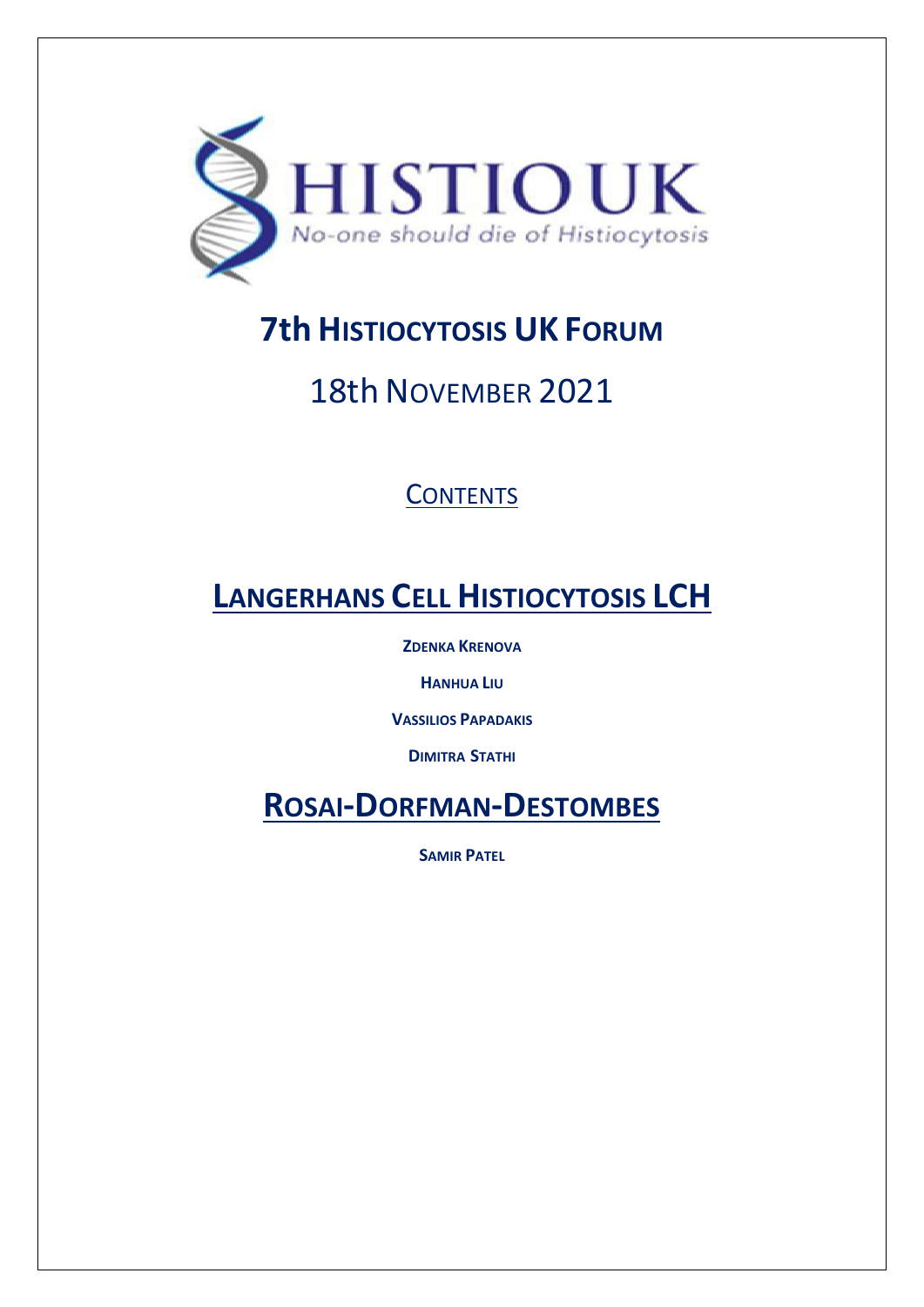HISTIO UK

*No-one should die of Histiocytosis*

# 7th Histiocytosis UK Forum

## 18th November 2021

### Contents

# Langerhans Cell Histiocytosis LCH

**Zdenka Krenova**

**Hanhua Liu**

**Vassilios Papadakis**

**Dimitra Stathi**

# Rosai-Dorfman-Destombes

**Samir Patel**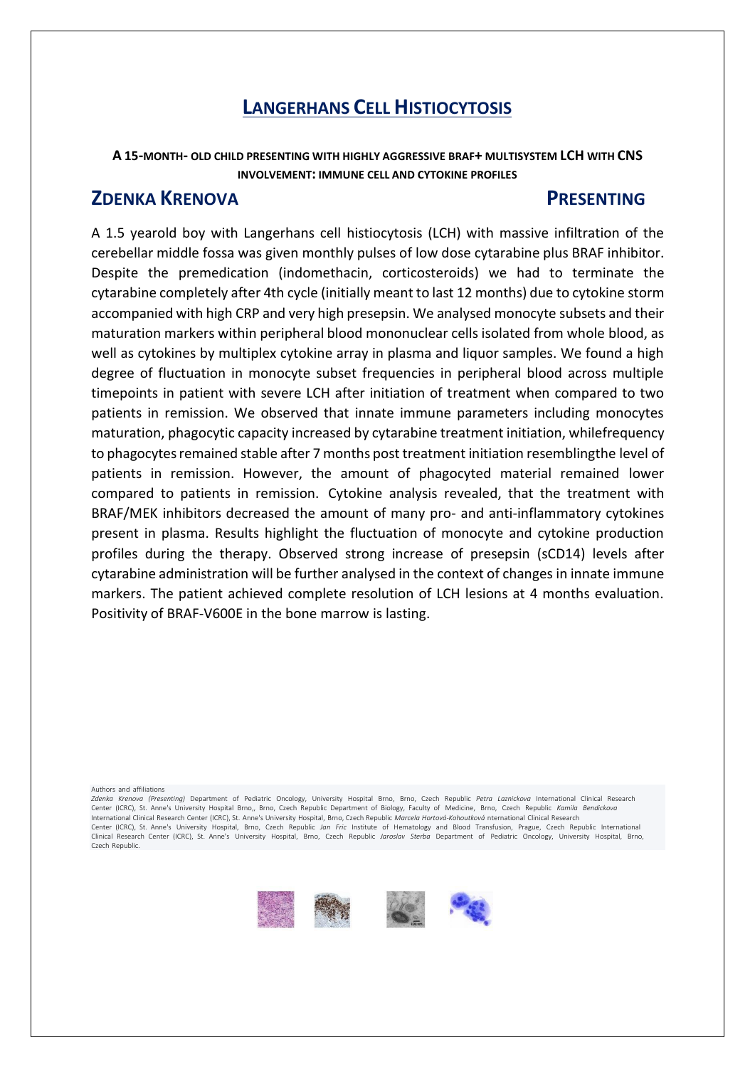# LANGERHANS CELL HISTIOCYTOSIS

**A 15-MONTH- OLD CHILD PRESENTING WITH HIGHLY AGGRESSIVE BRAF+ MULTISYSTEM LCH WITH CNS INVOLVEMENT: IMMUNE CELL AND CYTOKINE PROFILES**

## ZDENKA KRENOVA PRESENTING

A 1.5 yearold boy with Langerhans cell histiocytosis (LCH) with massive infiltration of the cerebellar middle fossa was given monthly pulses of low dose cytarabine plus BRAF inhibitor. Despite the premedication (indomethacin, corticosteroids) we had to terminate the cytarabine completely after 4th cycle (initially meant to last 12 months) due to cytokine storm accompanied with high CRP and very high presepsin. We analysed monocyte subsets and their maturation markers within peripheral blood mononuclear cells isolated from whole blood, as well as cytokines by multiplex cytokine array in plasma and liquor samples. We found a high degree of fluctuation in monocyte subset frequencies in peripheral blood across multiple timepoints in patient with severe LCH after initiation of treatment when compared to two patients in remission. We observed that innate immune parameters including monocytes maturation, phagocytic capacity increased by cytarabine treatment initiation, whilefrequency to phagocytes remained stable after 7 months post treatment initiation resemblingthe level of patients in remission. However, the amount of phagocyted material remained lower compared to patients in remission. Cytokine analysis revealed, that the treatment with BRAF/MEK inhibitors decreased the amount of many pro- and anti-inflammatory cytokines present in plasma. Results highlight the fluctuation of monocyte and cytokine production profiles during the therapy. Observed strong increase of presepsin (sCD14) levels after cytarabine administration will be further analysed in the context of changes in innate immune markers. The patient achieved complete resolution of LCH lesions at 4 months evaluation. Positivity of BRAF-V600E in the bone marrow is lasting.

Authors and affiliations

*Zdenka Krenova (Presenting)* Department of Pediatric Oncology, University Hospital Brno, Brno, Czech Republic *Petra Laznickova* International Clinical Research Center (ICRC), St. Anne's University Hospital Brno,, Brno, Czech Republic Department of Biology, Faculty of Medicine, Brno, Czech Republic *Kamila Bendickova* International Clinical Research Center (ICRC), St. Anne's University Hospital, Brno, Czech Republic *Marcela Hortová-Kohoutková* nternational Clinical Research Center (ICRC), St. Anne's University Hospital, Brno, Czech Republic *Jan Fric* Institute of Hematology and Blood Transfusion, Prague, Czech Republic International Clinical Research Center (ICRC), St. Anne's University Hospital, Brno, Czech Republic *Jaroslav Sterba* Department of Pediatric Oncology, University Hospital, Brno, Czech Republic.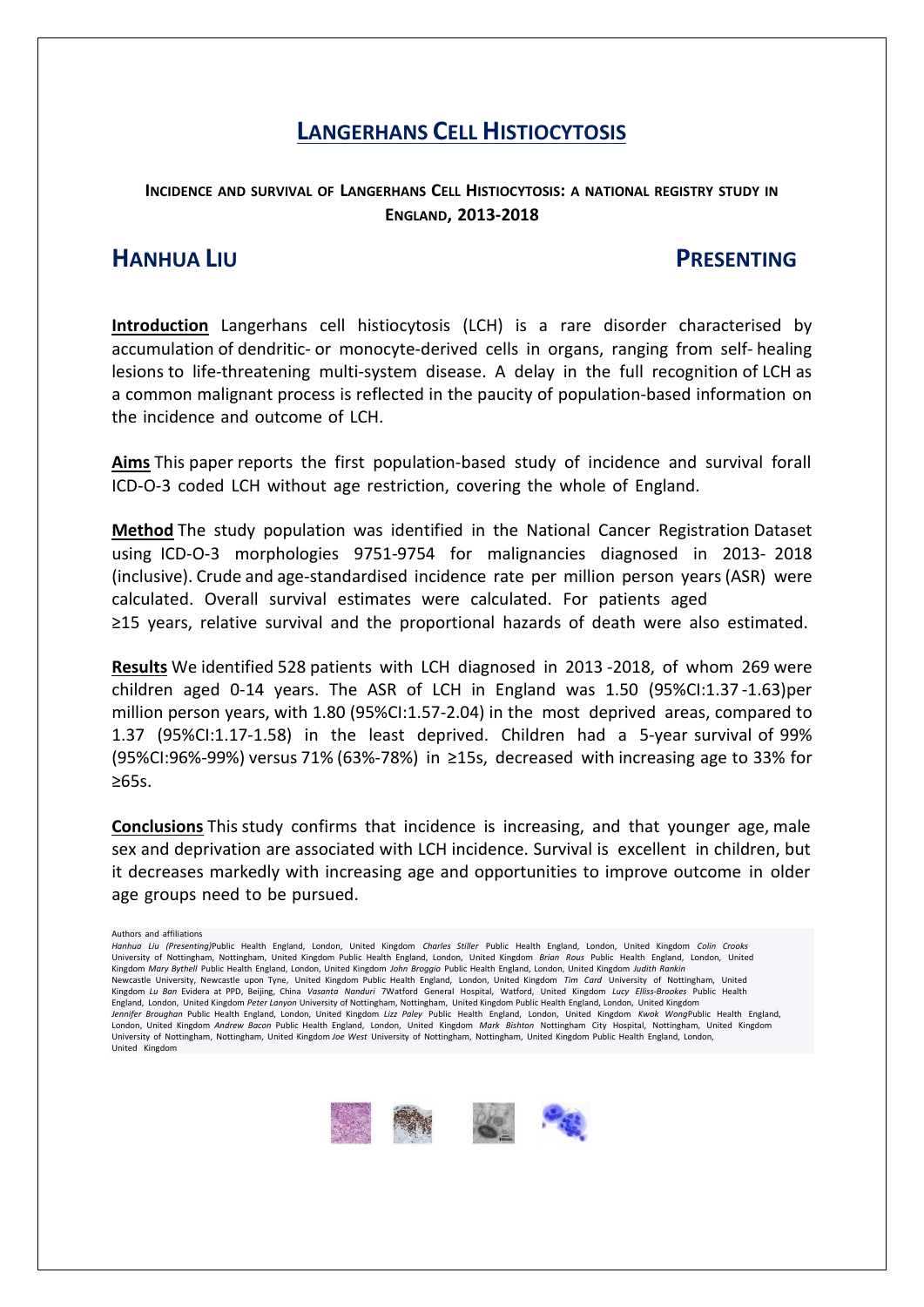# Langerhans Cell Histiocytosis

**Incidence and survival of Langerhans Cell Histiocytosis: a national registry study in England, 2013-2018**

## Hanhua Liu — Presenting

**Introduction** Langerhans cell histiocytosis (LCH) is a rare disorder characterised by accumulation of dendritic- or monocyte-derived cells in organs, ranging from self- healing lesions to life-threatening multi-system disease. A delay in the full recognition of LCH as a common malignant process is reflected in the paucity of population-based information on the incidence and outcome of LCH.

**Aims** This paper reports the first population-based study of incidence and survival forall ICD-O-3 coded LCH without age restriction, covering the whole of England.

**Method** The study population was identified in the National Cancer Registration Dataset using ICD-O-3 morphologies 9751-9754 for malignancies diagnosed in 2013- 2018 (inclusive). Crude and age-standardised incidence rate per million person years (ASR) were calculated. Overall survival estimates were calculated. For patients aged ≥15 years, relative survival and the proportional hazards of death were also estimated.

**Results** We identified 528 patients with LCH diagnosed in 2013 -2018, of whom 269 were children aged 0-14 years. The ASR of LCH in England was 1.50 (95%CI:1.37 -1.63)per million person years, with 1.80 (95%CI:1.57-2.04) in the most deprived areas, compared to 1.37 (95%CI:1.17-1.58) in the least deprived. Children had a 5-year survival of 99% (95%CI:96%-99%) versus 71% (63%-78%) in ≥15s, decreased with increasing age to 33% for ≥65s.

**Conclusions** This study confirms that incidence is increasing, and that younger age, male sex and deprivation are associated with LCH incidence. Survival is excellent in children, but it decreases markedly with increasing age and opportunities to improve outcome in older age groups need to be pursued.

Authors and affiliations
*Hanhua Liu (Presenting)* Public Health England, London, United Kingdom *Charles Stiller* Public Health England, London, United Kingdom *Colin Crooks* University of Nottingham, Nottingham, United Kingdom Public Health England, London, United Kingdom *Brian Rous* Public Health England, London, United Kingdom *Mary Bythell* Public Health England, London, United Kingdom *John Broggio* Public Health England, London, United Kingdom *Judith Rankin* Newcastle University, Newcastle upon Tyne, United Kingdom Public Health England, London, United Kingdom *Tim Card* University of Nottingham, United Kingdom *Lu Ban* Evidera at PPD, Beijing, China *Vasanta Nanduri* 7Watford General Hospital, Watford, United Kingdom *Lucy Elliss-Brookes* Public Health England, London, United Kingdom *Peter Lanyon* University of Nottingham, Nottingham, United Kingdom Public Health England, London, United Kingdom *Jennifer Broughan* Public Health England, London, United Kingdom *Lizz Paley* Public Health England, London, United Kingdom *Kwok Wong* Public Health England, London, United Kingdom *Andrew Bacon* Public Health England, London, United Kingdom *Mark Bishton* Nottingham City Hospital, Nottingham, United Kingdom University of Nottingham, Nottingham, United Kingdom *Joe West* University of Nottingham, Nottingham, United Kingdom Public Health England, London, United Kingdom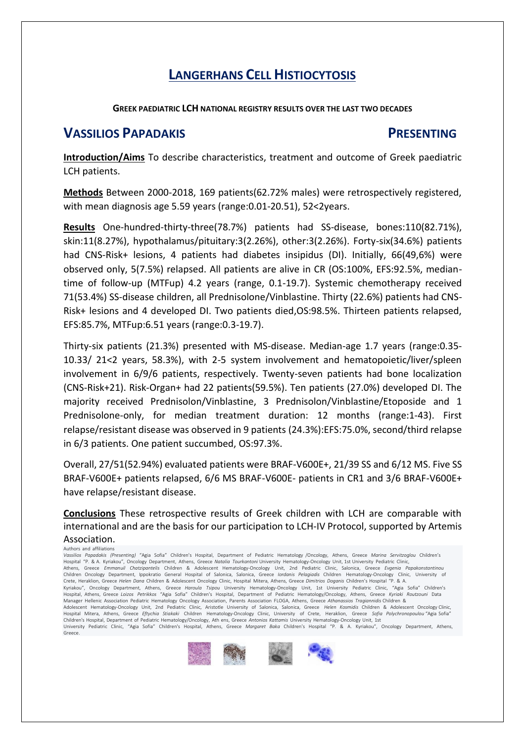# LANGERHANS CELL HISTIOCYTOSIS

**GREEK PAEDIATRIC LCH NATIONAL REGISTRY RESULTS OVER THE LAST TWO DECADES**

## VASSILIOS PAPADAKIS PRESENTING

**Introduction/Aims** To describe characteristics, treatment and outcome of Greek paediatric LCH patients.

**Methods** Between 2000-2018, 169 patients(62.72% males) were retrospectively registered, with mean diagnosis age 5.59 years (range:0.01-20.51), 52<2years.

**Results** One-hundred-thirty-three(78.7%) patients had SS-disease, bones:110(82.71%), skin:11(8.27%), hypothalamus/pituitary:3(2.26%), other:3(2.26%). Forty-six(34.6%) patients had CNS-Risk+ lesions, 4 patients had diabetes insipidus (DI). Initially, 66(49,6%) were observed only, 5(7.5%) relapsed. All patients are alive in CR (OS:100%, EFS:92.5%, median-time of follow-up (MTFup) 4.2 years (range, 0.1-19.7). Systemic chemotherapy received 71(53.4%) SS-disease children, all Prednisolone/Vinblastine. Thirty (22.6%) patients had CNS-Risk+ lesions and 4 developed DI. Two patients died,OS:98.5%. Thirteen patients relapsed, EFS:85.7%, MTFup:6.51 years (range:0.3-19.7).

Thirty-six patients (21.3%) presented with MS-disease. Median-age 1.7 years (range:0.35-10.33/ 21<2 years, 58.3%), with 2-5 system involvement and hematopoietic/liver/spleen involvement in 6/9/6 patients, respectively. Twenty-seven patients had bone localization (CNS-Risk+21). Risk-Organ+ had 22 patients(59.5%). Ten patients (27.0%) developed DI. The majority received Prednisolon/Vinblastine, 3 Prednisolon/Vinblastine/Etoposide and 1 Prednisolone-only, for median treatment duration: 12 months (range:1-43). First relapse/resistant disease was observed in 9 patients (24.3%):EFS:75.0%, second/third relapse in 6/3 patients. One patient succumbed, OS:97.3%.

Overall, 27/51(52.94%) evaluated patients were BRAF-V600E+, 21/39 SS and 6/12 MS. Five SS BRAF-V600E+ patients relapsed, 6/6 MS BRAF-V600E- patients in CR1 and 3/6 BRAF-V600E+ have relapse/resistant disease.

**Conclusions** These retrospective results of Greek children with LCH are comparable with international and are the basis for our participation to LCH-IV Protocol, supported by Artemis Association.

Authors and affiliations

*Vassilios Papadakis (Presenting)* "Agia Sofia" Children's Hospital, Department of Pediatric Hematology /Oncology, Athens, Greece *Marina Servitzoglou* Children's Hospital "P. & A. Kyriakou", Oncology Department, Athens, Greece *Natalia Tourkantoni* University Hematology-Oncology Unit, 1st University Pediatric Clinic, Athens, Greece *Emmanuil Chatzipantelis* Children & Adolescent Hematology-Oncology Unit, 2nd Pediatric Clinic, Salonica, Greece *Evgenia Papakonstantinou* Children Oncology Department, Ippokratio General Hospital of Salonica, Salonica, Greece *Iordanis Pelagiadis* Children Hematology-Oncology Clinic, University of Crete, Heraklion, Greece *Helen Dana* Children & Adolescent Oncology Clinic, Hospital Mitera, Athens, Greece *Dimitrios Doganis* Children's Hospital "P. & A. Kyriakou", Oncology Department, Athens, Greece *Haroula Tsipou* University Hematology-Oncology Unit, 1st University Pediatric Clinic, "Agia Sofia" Children's Hospital, Athens, Greece *Loizos Petrikkos* "Agia Sofia" Children's Hospital, Department of Pediatric Hematology/Oncology, Athens, Greece *Kyriaki Routzouni* Data Manager Hellenic Association Pediatric Hematology Oncology Association, Parents Association FLOGA, Athens, Greece *Athanassios Tragiannidis* Children & Adolescent Hematology-Oncology Unit, 2nd Pediatric Clinic, Aristotle University of Salonica, Salonica, Greece *Helen Kosmidis* Children & Adolescent Oncology Clinic, Hospital Mitera, Athens, Greece *Eftychia Stiakaki* Children Hematology-Oncology Clinic, University of Crete, Heraklion, Greece *Sofia Polychronopoulou* "Agia Sofia" Children's Hospital, Department of Pediatric Hematology/Oncology, Ath ens, Greece *Antonios Kattamis* University Hematology-Oncology Unit, 1st University Pediatric Clinic, "Agia Sofia" Children's Hospital, Athens, Greece *Margaret Baka* Children's Hospital "P. & A. Kyriakou", Oncology Department, Athens, Greece.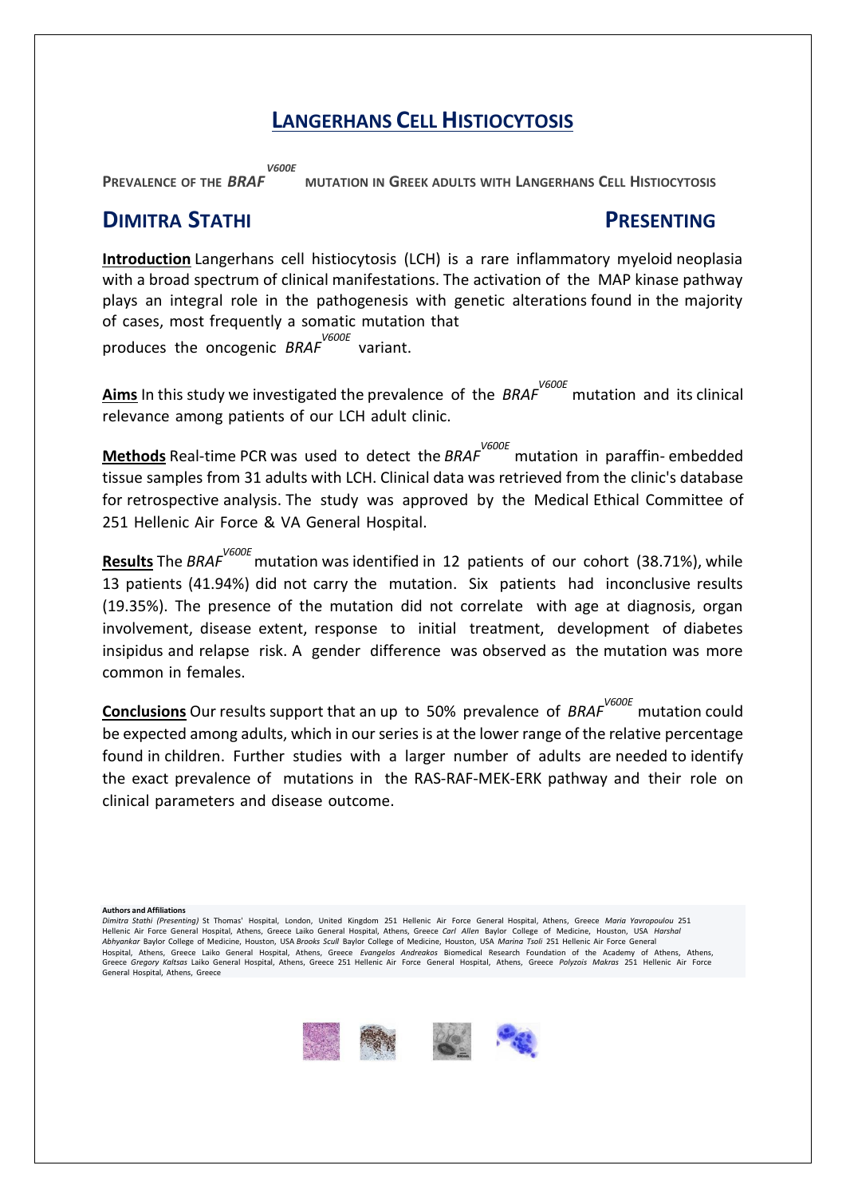# LANGERHANS CELL HISTIOCYTOSIS

## PREVALENCE OF THE *BRAF*$^{V600E}$ MUTATION IN GREEK ADULTS WITH LANGERHANS CELL HISTIOCYTOSIS

## DIMITRA STATHI PRESENTING

**Introduction** Langerhans cell histiocytosis (LCH) is a rare inflammatory myeloid neoplasia with a broad spectrum of clinical manifestations. The activation of the MAP kinase pathway plays an integral role in the pathogenesis with genetic alterations found in the majority of cases, most frequently a somatic mutation that produces the oncogenic *BRAF*$^{V600E}$ variant.

**Aims** In this study we investigated the prevalence of the *BRAF*$^{V600E}$ mutation and its clinical relevance among patients of our LCH adult clinic.

**Methods** Real-time PCR was used to detect the *BRAF*$^{V600E}$ mutation in paraffin- embedded tissue samples from 31 adults with LCH. Clinical data was retrieved from the clinic's database for retrospective analysis. The study was approved by the Medical Ethical Committee of 251 Hellenic Air Force & VA General Hospital.

**Results** The *BRAF*$^{V600E}$ mutation was identified in 12 patients of our cohort (38.71%), while 13 patients (41.94%) did not carry the mutation. Six patients had inconclusive results (19.35%). The presence of the mutation did not correlate with age at diagnosis, organ involvement, disease extent, response to initial treatment, development of diabetes insipidus and relapse risk. A gender difference was observed as the mutation was more common in females.

**Conclusions** Our results support that an up to 50% prevalence of *BRAF*$^{V600E}$ mutation could be expected among adults, which in our series is at the lower range of the relative percentage found in children. Further studies with a larger number of adults are needed to identify the exact prevalence of mutations in the RAS-RAF-MEK-ERK pathway and their role on clinical parameters and disease outcome.

**Authors and Affiliations**

*Dimitra Stathi (Presenting)* St Thomas' Hospital, London, United Kingdom 251 Hellenic Air Force General Hospital, Athens, Greece *Maria Yavropoulou* 251 Hellenic Air Force General Hospital, Athens, Greece Laiko General Hospital, Athens, Greece *Carl Allen* Baylor College of Medicine, Houston, USA *Harshal Abhyankar* Baylor College of Medicine, Houston, USA *Brooks Scull* Baylor College of Medicine, Houston, USA *Marina Tsoli* 251 Hellenic Air Force General Hospital, Athens, Greece Laiko General Hospital, Athens, Greece *Evangelos Andreakos* Biomedical Research Foundation of the Academy of Athens, Athens, Greece *Gregory Kaltsas* Laiko General Hospital, Athens, Greece 251 Hellenic Air Force General Hospital, Athens, Greece *Polyzois Makras* 251 Hellenic Air Force General Hospital, Athens, Greece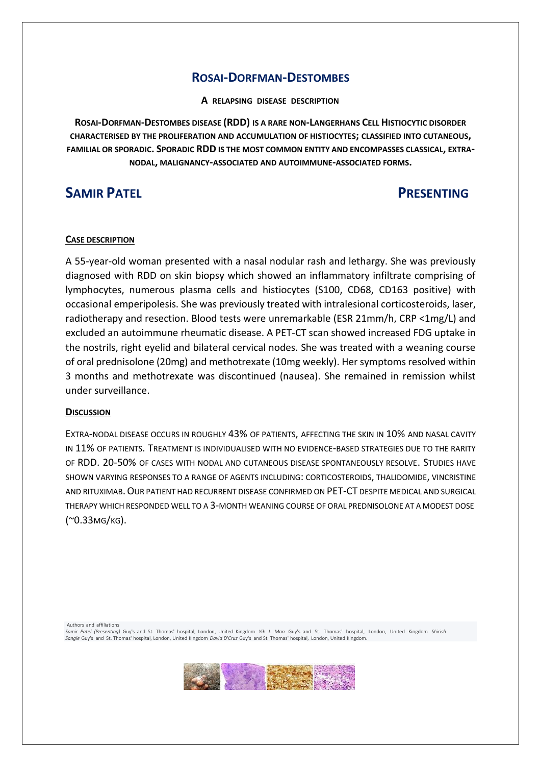# ROSAI-DORFMAN-DESTOMBES

**A RELAPSING DISEASE DESCRIPTION**

**ROSAI-DORFMAN-DESTOMBES DISEASE (RDD) IS A RARE NON-LANGERHANS CELL HISTIOCYTIC DISORDER CHARACTERISED BY THE PROLIFERATION AND ACCUMULATION OF HISTIOCYTES; CLASSIFIED INTO CUTANEOUS, FAMILIAL OR SPORADIC. SPORADIC RDD IS THE MOST COMMON ENTITY AND ENCOMPASSES CLASSICAL, EXTRA-NODAL, MALIGNANCY-ASSOCIATED AND AUTOIMMUNE-ASSOCIATED FORMS.**

## SAMIR PATEL PRESENTING

### CASE DESCRIPTION

A 55-year-old woman presented with a nasal nodular rash and lethargy. She was previously diagnosed with RDD on skin biopsy which showed an inflammatory infiltrate comprising of lymphocytes, numerous plasma cells and histiocytes (S100, CD68, CD163 positive) with occasional emperipolesis. She was previously treated with intralesional corticosteroids, laser, radiotherapy and resection. Blood tests were unremarkable (ESR 21mm/h, CRP <1mg/L) and excluded an autoimmune rheumatic disease. A PET-CT scan showed increased FDG uptake in the nostrils, right eyelid and bilateral cervical nodes. She was treated with a weaning course of oral prednisolone (20mg) and methotrexate (10mg weekly). Her symptoms resolved within 3 months and methotrexate was discontinued (nausea). She remained in remission whilst under surveillance.

### DISCUSSION

EXTRA-NODAL DISEASE OCCURS IN ROUGHLY 43% OF PATIENTS, AFFECTING THE SKIN IN 10% AND NASAL CAVITY IN 11% OF PATIENTS. TREATMENT IS INDIVIDUALISED WITH NO EVIDENCE-BASED STRATEGIES DUE TO THE RARITY OF RDD. 20-50% OF CASES WITH NODAL AND CUTANEOUS DISEASE SPONTANEOUSLY RESOLVE. STUDIES HAVE SHOWN VARYING RESPONSES TO A RANGE OF AGENTS INCLUDING: CORTICOSTEROIDS, THALIDOMIDE, VINCRISTINE AND RITUXIMAB. OUR PATIENT HAD RECURRENT DISEASE CONFIRMED ON PET-CT DESPITE MEDICAL AND SURGICAL THERAPY WHICH RESPONDED WELL TO A 3-MONTH WEANING COURSE OF ORAL PREDNISOLONE AT A MODEST DOSE (~0.33MG/KG).

Authors and affiliations
*Samir Patel (Presenting)* Guy's and St. Thomas' hospital, London, United Kingdom *Yik L Man* Guy's and St. Thomas' hospital, London, United Kingdom *Shirish Sangle* Guy's and St. Thomas' hospital, London, United Kingdom *David D'Cruz* Guy's and St. Thomas' hospital, London, United Kingdom.